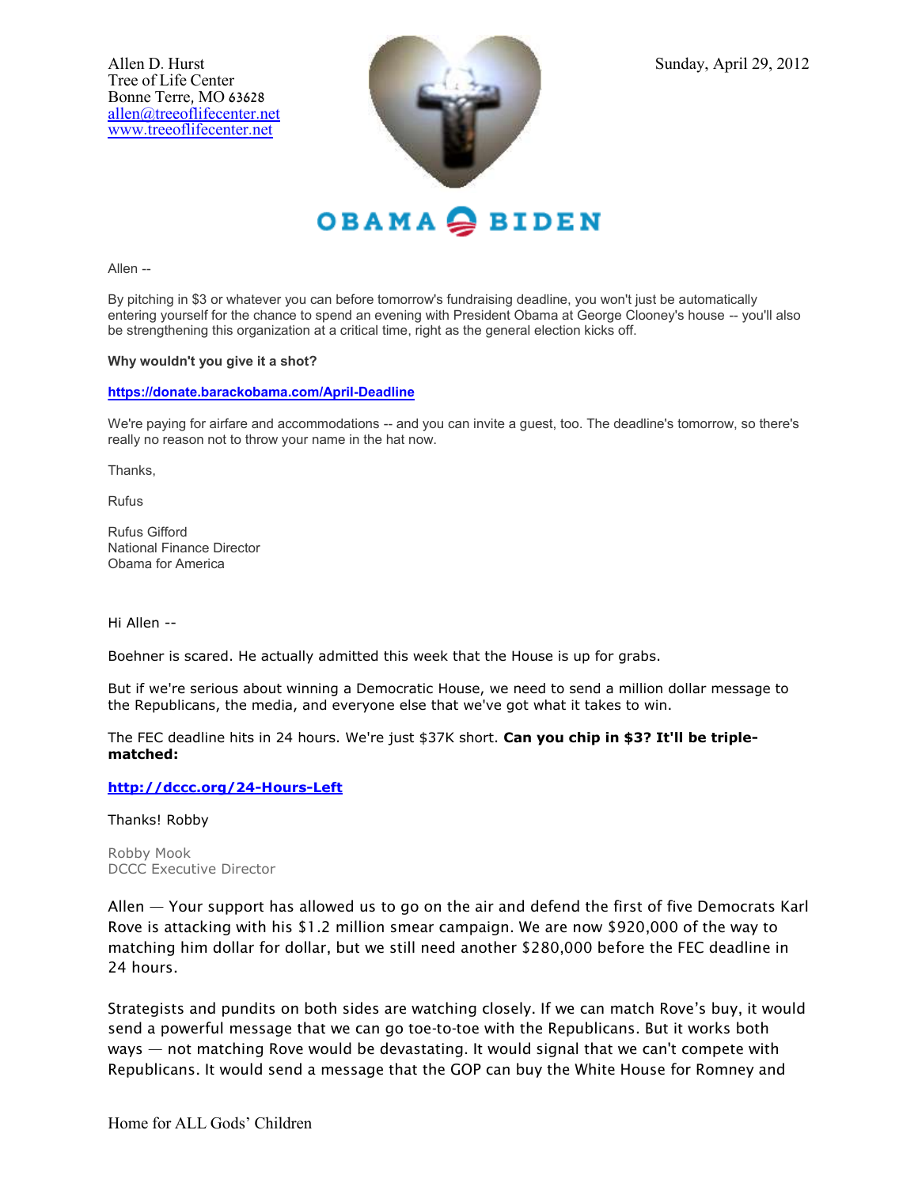Allen D. Hurst
Tree of Life Center
Bonne Terre, MO 63628
allen@treeoflifecenter.net
www.treeoflifecenter.net

Sunday, April 29, 2012

OBAMA BIDEN

Allen --

By pitching in $3 or whatever you can before tomorrow's fundraising deadline, you won't just be automatically entering yourself for the chance to spend an evening with President Obama at George Clooney's house -- you'll also be strengthening this organization at a critical time, right as the general election kicks off.

**Why wouldn't you give it a shot?**

**https://donate.barackobama.com/April-Deadline**

We're paying for airfare and accommodations -- and you can invite a guest, too. The deadline's tomorrow, so there's really no reason not to throw your name in the hat now.

Thanks,

Rufus

Rufus Gifford
National Finance Director
Obama for America

Hi Allen --

Boehner is scared. He actually admitted this week that the House is up for grabs.

But if we're serious about winning a Democratic House, we need to send a million dollar message to the Republicans, the media, and everyone else that we've got what it takes to win.

The FEC deadline hits in 24 hours. We're just $37K short. **Can you chip in $3? It'll be triple-matched:**

**http://dccc.org/24-Hours-Left**

Thanks! Robby

Robby Mook
DCCC Executive Director

Allen — Your support has allowed us to go on the air and defend the first of five Democrats Karl Rove is attacking with his $1.2 million smear campaign. We are now $920,000 of the way to matching him dollar for dollar, but we still need another $280,000 before the FEC deadline in 24 hours.

Strategists and pundits on both sides are watching closely. If we can match Rove's buy, it would send a powerful message that we can go toe-to-toe with the Republicans. But it works both ways — not matching Rove would be devastating. It would signal that we can't compete with Republicans. It would send a message that the GOP can buy the White House for Romney and

Home for ALL Gods' Children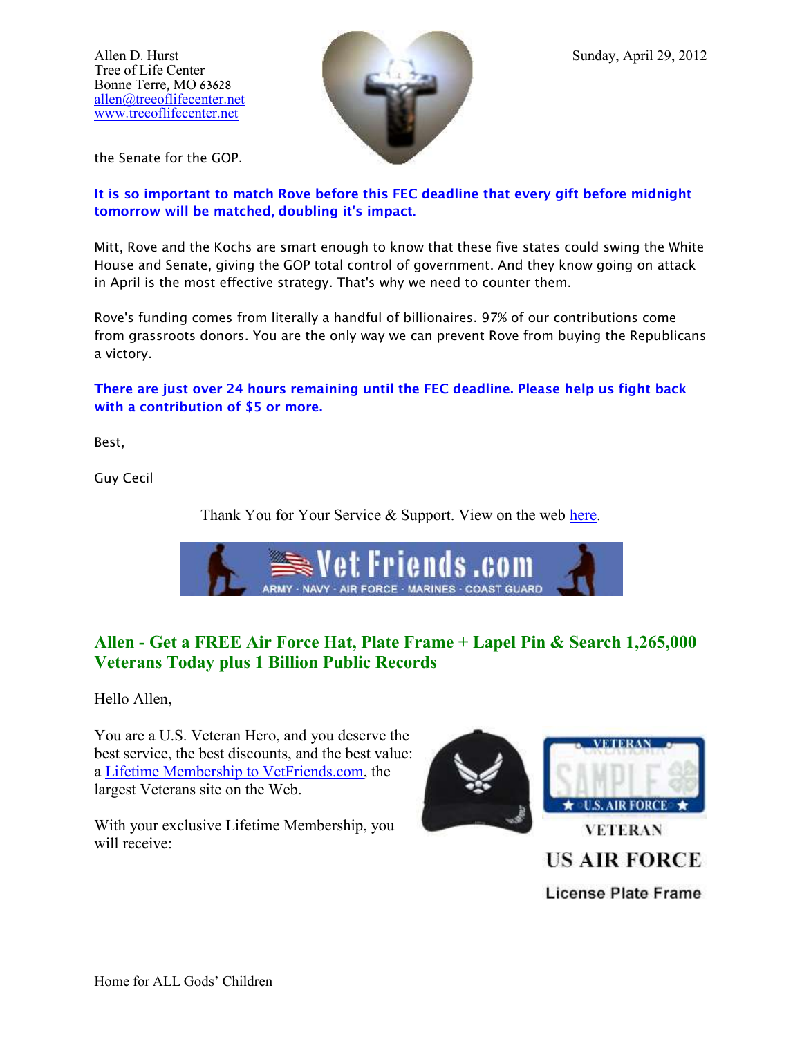Allen D. Hurst
Tree of Life Center
Bonne Terre, MO 63628
allen@treeoflifecenter.net
www.treeoflifecenter.net

Sunday, April 29, 2012

the Senate for the GOP.

**It is so important to match Rove before this FEC deadline that every gift before midnight tomorrow will be matched, doubling it's impact.**

Mitt, Rove and the Kochs are smart enough to know that these five states could swing the White House and Senate, giving the GOP total control of government. And they know going on attack in April is the most effective strategy. That's why we need to counter them.

Rove's funding comes from literally a handful of billionaires. 97% of our contributions come from grassroots donors. You are the only way we can prevent Rove from buying the Republicans a victory.

**There are just over 24 hours remaining until the FEC deadline. Please help us fight back with a contribution of $5 or more.**

Best,

Guy Cecil

Thank You for Your Service & Support. View on the web here.

Vet Friends.com
ARMY · NAVY · AIR FORCE · MARINES · COAST GUARD

## Allen - Get a FREE Air Force Hat, Plate Frame + Lapel Pin & Search 1,265,000 Veterans Today plus 1 Billion Public Records

Hello Allen,

You are a U.S. Veteran Hero, and you deserve the best service, the best discounts, and the best value: a Lifetime Membership to VetFriends.com, the largest Veterans site on the Web.

With your exclusive Lifetime Membership, you will receive:

VETERAN
US AIR FORCE
License Plate Frame

Home for ALL Gods' Children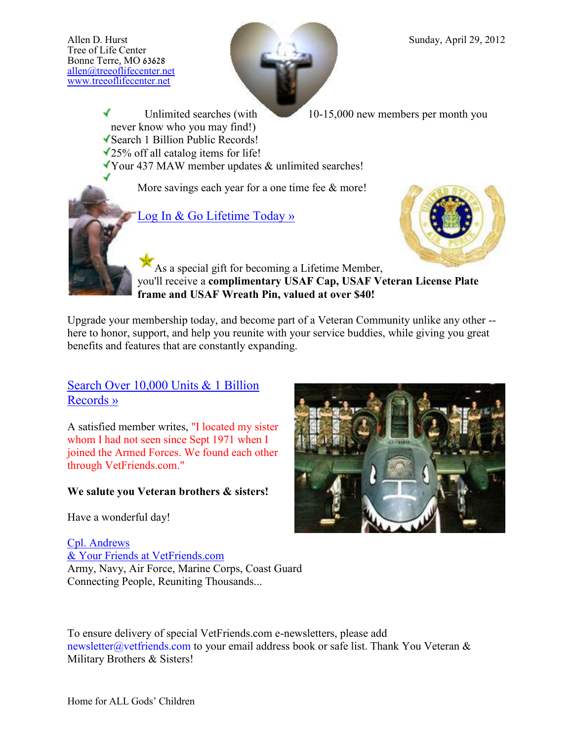Allen D. Hurst
Tree of Life Center
Bonne Terre, MO 63628
allen@treeoflifecenter.net
www.treeoflifecenter.net

Sunday, April 29, 2012

- ✓ Unlimited searches (with 10-15,000 new members per month you never know who you may find!)
- ✓ Search 1 Billion Public Records!
- ✓ 25% off all catalog items for life!
- ✓ Your 437 MAW member updates & unlimited searches!
- ✓ More savings each year for a one time fee & more!

Log In & Go Lifetime Today »

★ As a special gift for becoming a Lifetime Member, you'll receive a **complimentary USAF Cap, USAF Veteran License Plate frame and USAF Wreath Pin, valued at over $40!**

Upgrade your membership today, and become part of a Veteran Community unlike any other -- here to honor, support, and help you reunite with your service buddies, while giving you great benefits and features that are constantly expanding.

Search Over 10,000 Units & 1 Billion Records »

A satisfied member writes, "I located my sister whom I had not seen since Sept 1971 when I joined the Armed Forces. We found each other through VetFriends.com."

**We salute you Veteran brothers & sisters!**

Have a wonderful day!

Cpl. Andrews
& Your Friends at VetFriends.com
Army, Navy, Air Force, Marine Corps, Coast Guard
Connecting People, Reuniting Thousands...

To ensure delivery of special VetFriends.com e-newsletters, please add newsletter@vetfriends.com to your email address book or safe list. Thank You Veteran & Military Brothers & Sisters!

Home for ALL Gods' Children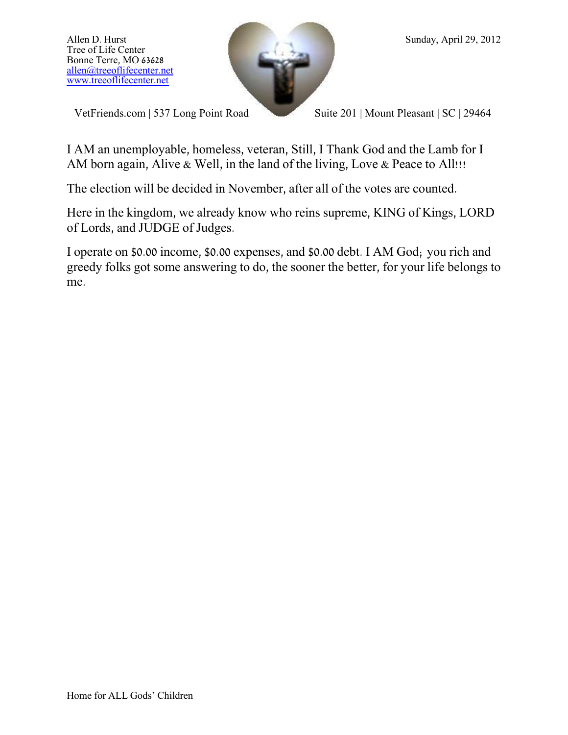Allen D. Hurst
Tree of Life Center
Bonne Terre, MO 63628
allen@treeoflifecenter.net
www.treeoflifecenter.net

Sunday, April 29, 2012

VetFriends.com | 537 Long Point Road Suite 201 | Mount Pleasant | SC | 29464

I AM an unemployable, homeless, veteran, Still, I Thank God and the Lamb for I AM born again, Alive & Well, in the land of the living, Love & Peace to All!!!

The election will be decided in November, after all of the votes are counted.

Here in the kingdom, we already know who reins supreme, KING of Kings, LORD of Lords, and JUDGE of Judges.

I operate on $0.00 income, $0.00 expenses, and $0.00 debt. I AM God; you rich and greedy folks got some answering to do, the sooner the better, for your life belongs to me.

Home for ALL Gods' Children